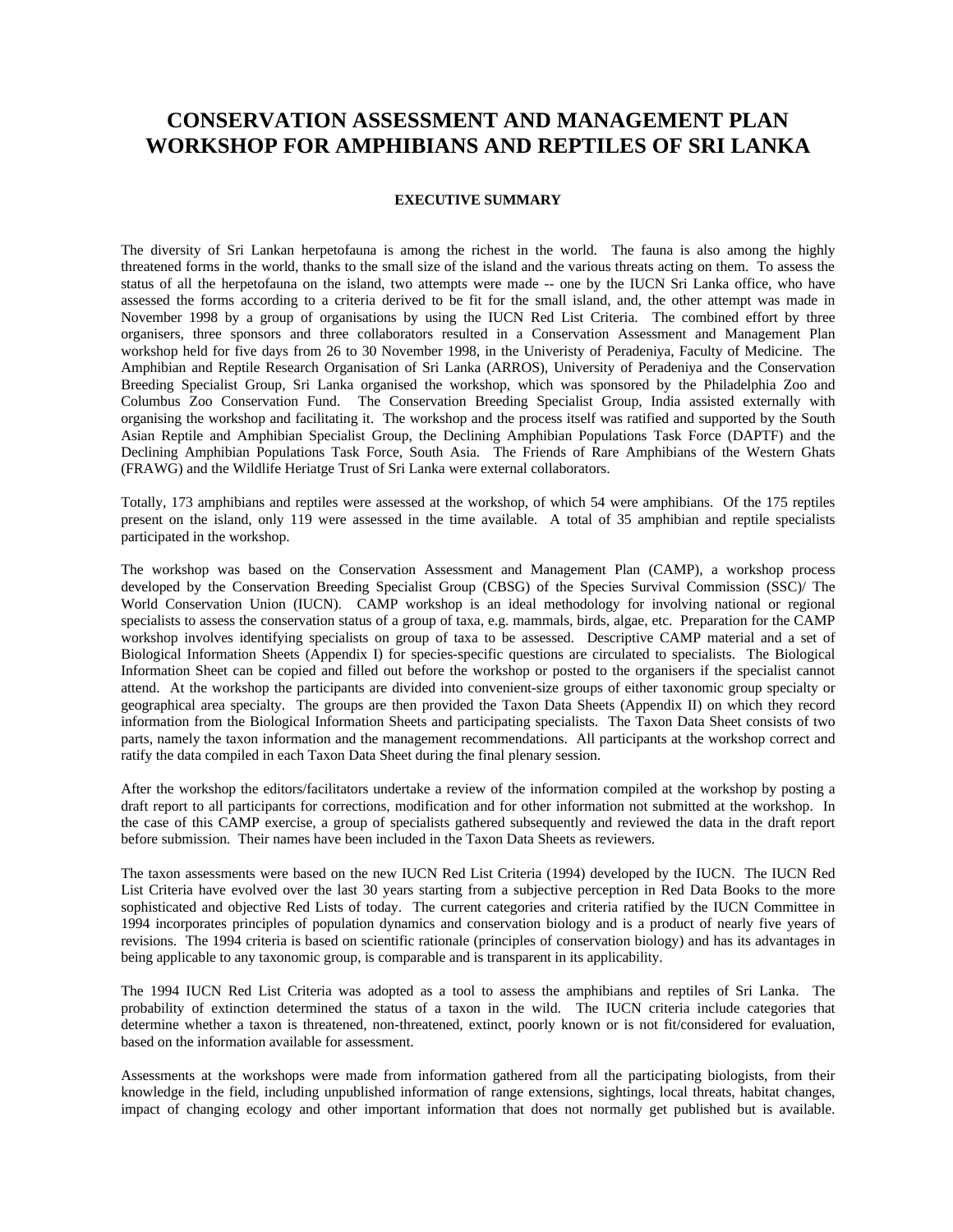# CONSERVATION ASSESSMENT AND MANAGEMENT PLAN WORKSHOP FOR AMPHIBIANS AND REPTILES OF SRI LANKA

## EXECUTIVE SUMMARY

The diversity of Sri Lankan herpetofauna is among the richest in the world. The fauna is also among the highly threatened forms in the world, thanks to the small size of the island and the various threats acting on them. To assess the status of all the herpetofauna on the island, two attempts were made -- one by the IUCN Sri Lanka office, who have assessed the forms according to a criteria derived to be fit for the small island, and, the other attempt was made in November 1998 by a group of organisations by using the IUCN Red List Criteria. The combined effort by three organisers, three sponsors and three collaborators resulted in a Conservation Assessment and Management Plan workshop held for five days from 26 to 30 November 1998, in the Univeristy of Peradeniya, Faculty of Medicine. The Amphibian and Reptile Research Organisation of Sri Lanka (ARROS), University of Peradeniya and the Conservation Breeding Specialist Group, Sri Lanka organised the workshop, which was sponsored by the Philadelphia Zoo and Columbus Zoo Conservation Fund. The Conservation Breeding Specialist Group, India assisted externally with organising the workshop and facilitating it. The workshop and the process itself was ratified and supported by the South Asian Reptile and Amphibian Specialist Group, the Declining Amphibian Populations Task Force (DAPTF) and the Declining Amphibian Populations Task Force, South Asia. The Friends of Rare Amphibians of the Western Ghats (FRAWG) and the Wildlife Heriatge Trust of Sri Lanka were external collaborators.

Totally, 173 amphibians and reptiles were assessed at the workshop, of which 54 were amphibians. Of the 175 reptiles present on the island, only 119 were assessed in the time available. A total of 35 amphibian and reptile specialists participated in the workshop.

The workshop was based on the Conservation Assessment and Management Plan (CAMP), a workshop process developed by the Conservation Breeding Specialist Group (CBSG) of the Species Survival Commission (SSC)/ The World Conservation Union (IUCN). CAMP workshop is an ideal methodology for involving national or regional specialists to assess the conservation status of a group of taxa, e.g. mammals, birds, algae, etc. Preparation for the CAMP workshop involves identifying specialists on group of taxa to be assessed. Descriptive CAMP material and a set of Biological Information Sheets (Appendix I) for species-specific questions are circulated to specialists. The Biological Information Sheet can be copied and filled out before the workshop or posted to the organisers if the specialist cannot attend. At the workshop the participants are divided into convenient-size groups of either taxonomic group specialty or geographical area specialty. The groups are then provided the Taxon Data Sheets (Appendix II) on which they record information from the Biological Information Sheets and participating specialists. The Taxon Data Sheet consists of two parts, namely the taxon information and the management recommendations. All participants at the workshop correct and ratify the data compiled in each Taxon Data Sheet during the final plenary session.

After the workshop the editors/facilitators undertake a review of the information compiled at the workshop by posting a draft report to all participants for corrections, modification and for other information not submitted at the workshop. In the case of this CAMP exercise, a group of specialists gathered subsequently and reviewed the data in the draft report before submission. Their names have been included in the Taxon Data Sheets as reviewers.

The taxon assessments were based on the new IUCN Red List Criteria (1994) developed by the IUCN. The IUCN Red List Criteria have evolved over the last 30 years starting from a subjective perception in Red Data Books to the more sophisticated and objective Red Lists of today. The current categories and criteria ratified by the IUCN Committee in 1994 incorporates principles of population dynamics and conservation biology and is a product of nearly five years of revisions. The 1994 criteria is based on scientific rationale (principles of conservation biology) and has its advantages in being applicable to any taxonomic group, is comparable and is transparent in its applicability.

The 1994 IUCN Red List Criteria was adopted as a tool to assess the amphibians and reptiles of Sri Lanka. The probability of extinction determined the status of a taxon in the wild. The IUCN criteria include categories that determine whether a taxon is threatened, non-threatened, extinct, poorly known or is not fit/considered for evaluation, based on the information available for assessment.

Assessments at the workshops were made from information gathered from all the participating biologists, from their knowledge in the field, including unpublished information of range extensions, sightings, local threats, habitat changes, impact of changing ecology and other important information that does not normally get published but is available.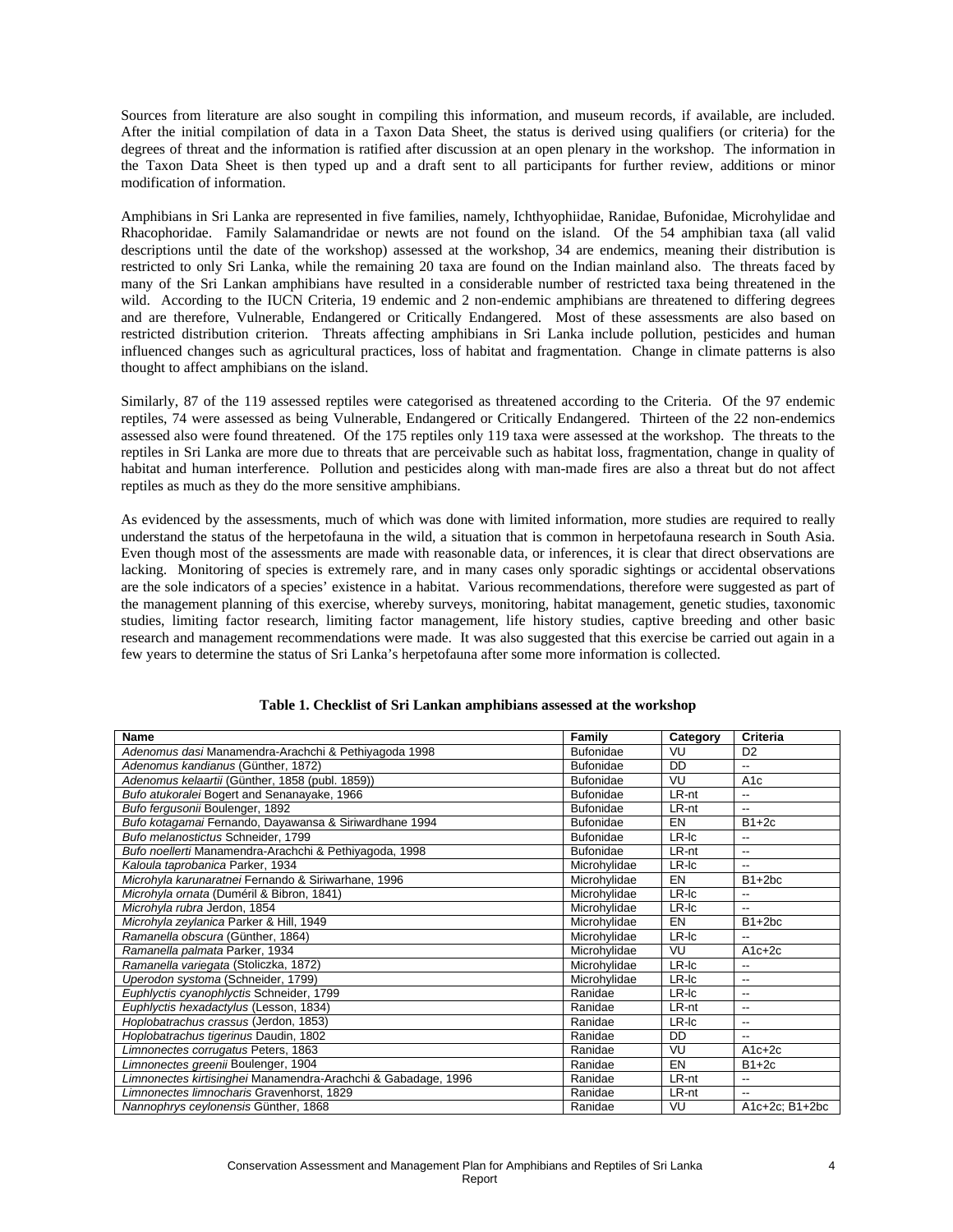Sources from literature are also sought in compiling this information, and museum records, if available, are included. After the initial compilation of data in a Taxon Data Sheet, the status is derived using qualifiers (or criteria) for the degrees of threat and the information is ratified after discussion at an open plenary in the workshop. The information in the Taxon Data Sheet is then typed up and a draft sent to all participants for further review, additions or minor modification of information.

Amphibians in Sri Lanka are represented in five families, namely, Ichthyophiidae, Ranidae, Bufonidae, Microhylidae and Rhacophoridae. Family Salamandridae or newts are not found on the island. Of the 54 amphibian taxa (all valid descriptions until the date of the workshop) assessed at the workshop, 34 are endemics, meaning their distribution is restricted to only Sri Lanka, while the remaining 20 taxa are found on the Indian mainland also. The threats faced by many of the Sri Lankan amphibians have resulted in a considerable number of restricted taxa being threatened in the wild. According to the IUCN Criteria, 19 endemic and 2 non-endemic amphibians are threatened to differing degrees and are therefore, Vulnerable, Endangered or Critically Endangered. Most of these assessments are also based on restricted distribution criterion. Threats affecting amphibians in Sri Lanka include pollution, pesticides and human influenced changes such as agricultural practices, loss of habitat and fragmentation. Change in climate patterns is also thought to affect amphibians on the island.

Similarly, 87 of the 119 assessed reptiles were categorised as threatened according to the Criteria. Of the 97 endemic reptiles, 74 were assessed as being Vulnerable, Endangered or Critically Endangered. Thirteen of the 22 non-endemics assessed also were found threatened. Of the 175 reptiles only 119 taxa were assessed at the workshop. The threats to the reptiles in Sri Lanka are more due to threats that are perceivable such as habitat loss, fragmentation, change in quality of habitat and human interference. Pollution and pesticides along with man-made fires are also a threat but do not affect reptiles as much as they do the more sensitive amphibians.

As evidenced by the assessments, much of which was done with limited information, more studies are required to really understand the status of the herpetofauna in the wild, a situation that is common in herpetofauna research in South Asia. Even though most of the assessments are made with reasonable data, or inferences, it is clear that direct observations are lacking. Monitoring of species is extremely rare, and in many cases only sporadic sightings or accidental observations are the sole indicators of a species' existence in a habitat. Various recommendations, therefore were suggested as part of the management planning of this exercise, whereby surveys, monitoring, habitat management, genetic studies, taxonomic studies, limiting factor research, limiting factor management, life history studies, captive breeding and other basic research and management recommendations were made. It was also suggested that this exercise be carried out again in a few years to determine the status of Sri Lanka's herpetofauna after some more information is collected.

**Table 1. Checklist of Sri Lankan amphibians assessed at the workshop**

| Name | Family | Category | Criteria |
|---|---|---|---|
| *Adenomus dasi* Manamendra-Arachchi & Pethiyagoda 1998 | Bufonidae | VU | D2 |
| *Adenomus kandianus* (Günther, 1872) | Bufonidae | DD | -- |
| *Adenomus kelaartii* (Günther, 1858 (publ. 1859)) | Bufonidae | VU | A1c |
| *Bufo atukoralei* Bogert and Senanayake, 1966 | Bufonidae | LR-nt | -- |
| *Bufo fergusonii* Boulenger, 1892 | Bufonidae | LR-nt | -- |
| *Bufo kotagamai* Fernando, Dayawansa & Siriwardhane 1994 | Bufonidae | EN | B1+2c |
| *Bufo melanostictus* Schneider, 1799 | Bufonidae | LR-lc | -- |
| *Bufo noellerti* Manamendra-Arachchi & Pethiyagoda, 1998 | Bufonidae | LR-nt | -- |
| *Kaloula taprobanica* Parker, 1934 | Microhylidae | LR-lc | -- |
| *Microhyla karunaratnei* Fernando & Siriwarhane, 1996 | Microhylidae | EN | B1+2bc |
| *Microhyla ornata* (Duméril & Bibron, 1841) | Microhylidae | LR-lc | -- |
| *Microhyla rubra* Jerdon, 1854 | Microhylidae | LR-lc | -- |
| *Microhyla zeylanica* Parker & Hill, 1949 | Microhylidae | EN | B1+2bc |
| *Ramanella obscura* (Günther, 1864) | Microhylidae | LR-lc | -- |
| *Ramanella palmata* Parker, 1934 | Microhylidae | VU | A1c+2c |
| *Ramanella variegata* (Stoliczka, 1872) | Microhylidae | LR-lc | -- |
| *Uperodon systoma* (Schneider, 1799) | Microhylidae | LR-lc | -- |
| *Euphlyctis cyanophlyctis* Schneider, 1799 | Ranidae | LR-lc | -- |
| *Euphlyctis hexadactylus* (Lesson, 1834) | Ranidae | LR-nt | -- |
| *Hoplobatrachus crassus* (Jerdon, 1853) | Ranidae | LR-lc | -- |
| *Hoplobatrachus tigerinus* Daudin, 1802 | Ranidae | DD | -- |
| *Limnonectes corrugatus* Peters, 1863 | Ranidae | VU | A1c+2c |
| *Limnonectes greenii* Boulenger, 1904 | Ranidae | EN | B1+2c |
| *Limnonectes kirtisinghei* Manamendra-Arachchi & Gabadage, 1996 | Ranidae | LR-nt | -- |
| *Limnonectes limnocharis* Gravenhorst, 1829 | Ranidae | LR-nt | -- |
| *Nannophrys ceylonensis* Günther, 1868 | Ranidae | VU | A1c+2c; B1+2bc |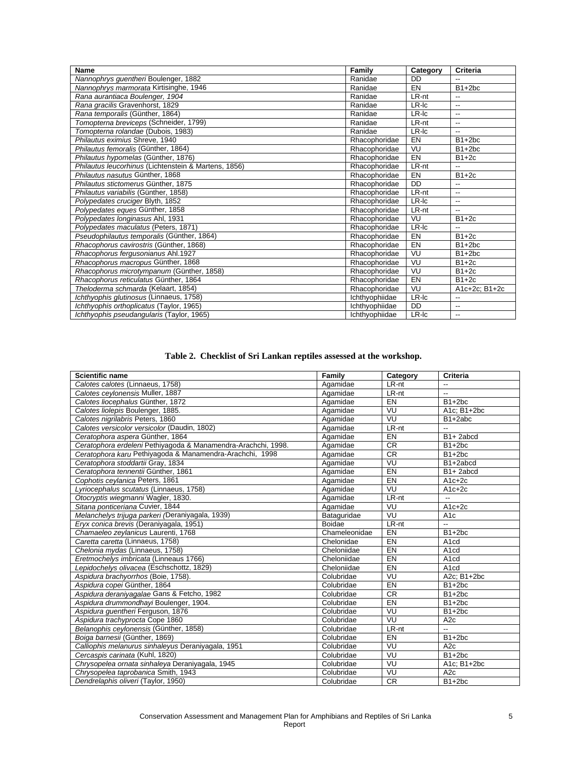| Name | Family | Category | Criteria |
|---|---|---|---|
| *Nannophrys guentheri* Boulenger, 1882 | Ranidae | DD | -- |
| *Nannophrys marmorata* Kirtisinghe, 1946 | Ranidae | EN | B1+2bc |
| *Rana aurantiaca Boulenger, 1904* | Ranidae | LR-nt | -- |
| *Rana gracilis* Gravenhorst, 1829 | Ranidae | LR-lc | -- |
| *Rana temporalis* (Günther, 1864) | Ranidae | LR-lc | -- |
| *Tomopterna breviceps* (Schneider, 1799) | Ranidae | LR-nt | -- |
| *Tomopterna rolandae* (Dubois, 1983) | Ranidae | LR-lc | -- |
| *Philautus eximius* Shreve, 1940 | Rhacophoridae | EN | B1+2bc |
| *Philautus femoralis* (Günther, 1864) | Rhacophoridae | VU | B1+2bc |
| *Philautus hypomelas* (Günther, 1876) | Rhacophoridae | EN | B1+2c |
| *Philautus leucorhinus* (Lichtenstein & Martens, 1856) | Rhacophoridae | LR-nt | -- |
| *Philautus nasutus* Günther, 1868 | Rhacophoridae | EN | B1+2c |
| *Philautus stictomerus* Günther, 1875 | Rhacophoridae | DD | -- |
| *Philautus variabilis* (Günther, 1858) | Rhacophoridae | LR-nt | -- |
| *Polypedates cruciger* Blyth, 1852 | Rhacophoridae | LR-lc | -- |
| *Polypedates eques* Günther, 1858 | Rhacophoridae | LR-nt | -- |
| *Polypedates longinasus* Ahl, 1931 | Rhacophoridae | VU | B1+2c |
| *Polypedates maculatus* (Peters, 1871) | Rhacophoridae | LR-lc | -- |
| *Pseudophilautus temporalis* (Günther, 1864) | Rhacophoridae | EN | B1+2c |
| *Rhacophorus cavirostris* (Günther, 1868) | Rhacophoridae | EN | B1+2bc |
| *Rhacophorus fergusonianus* Ahl.1927 | Rhacophoridae | VU | B1+2bc |
| *Rhacophorus macropus* Günther, 1868 | Rhacophoridae | VU | B1+2c |
| *Rhacophorus microtympanum* (Günther, 1858) | Rhacophoridae | VU | B1+2c |
| *Rhacophorus reticulatus* Günther, 1864 | Rhacophoridae | EN | B1+2c |
| *Theloderma schmarda* (Kelaart, 1854) | Rhacophoridae | VU | A1c+2c; B1+2c |
| *Ichthyophis glutinosus* (Linnaeus, 1758) | Ichthyophiidae | LR-lc | -- |
| *Ichthyophis orthoplicatus* (Taylor, 1965) | Ichthyophiidae | DD | -- |
| *Ichthyophis pseudangularis* (Taylor, 1965) | Ichthyophiidae | LR-lc | -- |

**Table 2. Checklist of Sri Lankan reptiles assessed at the workshop.**

| Scientific name | Family | Category | Criteria |
|---|---|---|---|
| *Calotes calotes* (Linnaeus, 1758) | Agamidae | LR-nt | -- |
| *Calotes ceylonensis* Muller, 1887 | Agamidae | LR-nt | -- |
| *Calotes liocephalus* Günther, 1872 | Agamidae | EN | B1+2bc |
| *Calotes liolepis* Boulenger, 1885. | Agamidae | VU | A1c; B1+2bc |
| *Calotes nigrilabris* Peters, 1860 | Agamidae | VU | B1+2abc |
| *Calotes versicolor versicolor* (Daudin, 1802) | Agamidae | LR-nt | -- |
| *Ceratophora aspera* Günther, 1864 | Agamidae | EN | B1+ 2abcd |
| *Ceratophora erdeleni* Pethiyagoda & Manamendra-Arachchi, 1998. | Agamidae | CR | B1+2bc |
| *Ceratophora karu* Pethiyagoda & Manamendra-Arachchi, 1998 | Agamidae | CR | B1+2bc |
| *Ceratophora stoddartii* Gray, 1834 | Agamidae | VU | B1+2abcd |
| *Ceratophora tennentii* Günther, 1861 | Agamidae | EN | B1+ 2abcd |
| *Cophotis ceylanica* Peters, 1861 | Agamidae | EN | A1c+2c |
| *Lyriocephalus scutatus* (Linnaeus, 1758) | Agamidae | VU | A1c+2c |
| *Otocryptis wiegmanni* Wagler, 1830. | Agamidae | LR-nt | -- |
| *Sitana ponticeriana* Cuvier, 1844 | Agamidae | VU | A1c+2c |
| *Melanchelys trijuga parkeri* (Deraniyagala, 1939) | Bataguridae | VU | A1c |
| *Eryx conica brevis* (Deraniyagala, 1951) | Boidae | LR-nt | -- |
| *Chamaeleo zeylanicus* Laurenti, 1768 | Chameleonidae | EN | B1+2bc |
| *Caretta caretta* (Linnaeus, 1758) | Chelonidae | EN | A1cd |
| *Chelonia mydas* (Linnaeus, 1758) | Cheloniidae | EN | A1cd |
| *Eretmochelys imbricata* (Linneaus 1766) | Cheloniidae | EN | A1cd |
| *Lepidochelys olivacea* (Eschschottz, 1829) | Cheloniidae | EN | A1cd |
| *Aspidura brachyorrhos* (Boie, 1758). | Colubridae | VU | A2c; B1+2bc |
| *Aspidura copei* Günther, 1864 | Colubridae | EN | B1+2bc |
| *Aspidura deraniyagalae* Gans & Fetcho, 1982 | Colubridae | CR | B1+2bc |
| *Aspidura drummondhayi* Boulenger, 1904. | Colubridae | EN | B1+2bc |
| *Aspidura guentheri* Ferguson, 1876 | Colubridae | VU | B1+2bc |
| *Aspidura trachyprocta* Cope 1860 | Colubridae | VU | A2c |
| *Belanophis ceylonensis* (Günther, 1858) | Colubridae | LR-nt | -- |
| *Boiga barnesii* (Günther, 1869) | Colubridae | EN | B1+2bc |
| *Calliophis melanurus sinhaleyus* Deraniyagala, 1951 | Colubridae | VU | A2c |
| *Cercaspis carinata* (Kuhl, 1820) | Colubridae | VU | B1+2bc |
| *Chrysopelea ornata sinhaleya* Deraniyagala, 1945 | Colubridae | VU | A1c; B1+2bc |
| *Chrysopelea taprobanica* Smith, 1943 | Colubridae | VU | A2c |
| *Dendrelaphis oliveri* (Taylor, 1950) | Colubridae | CR | B1+2bc |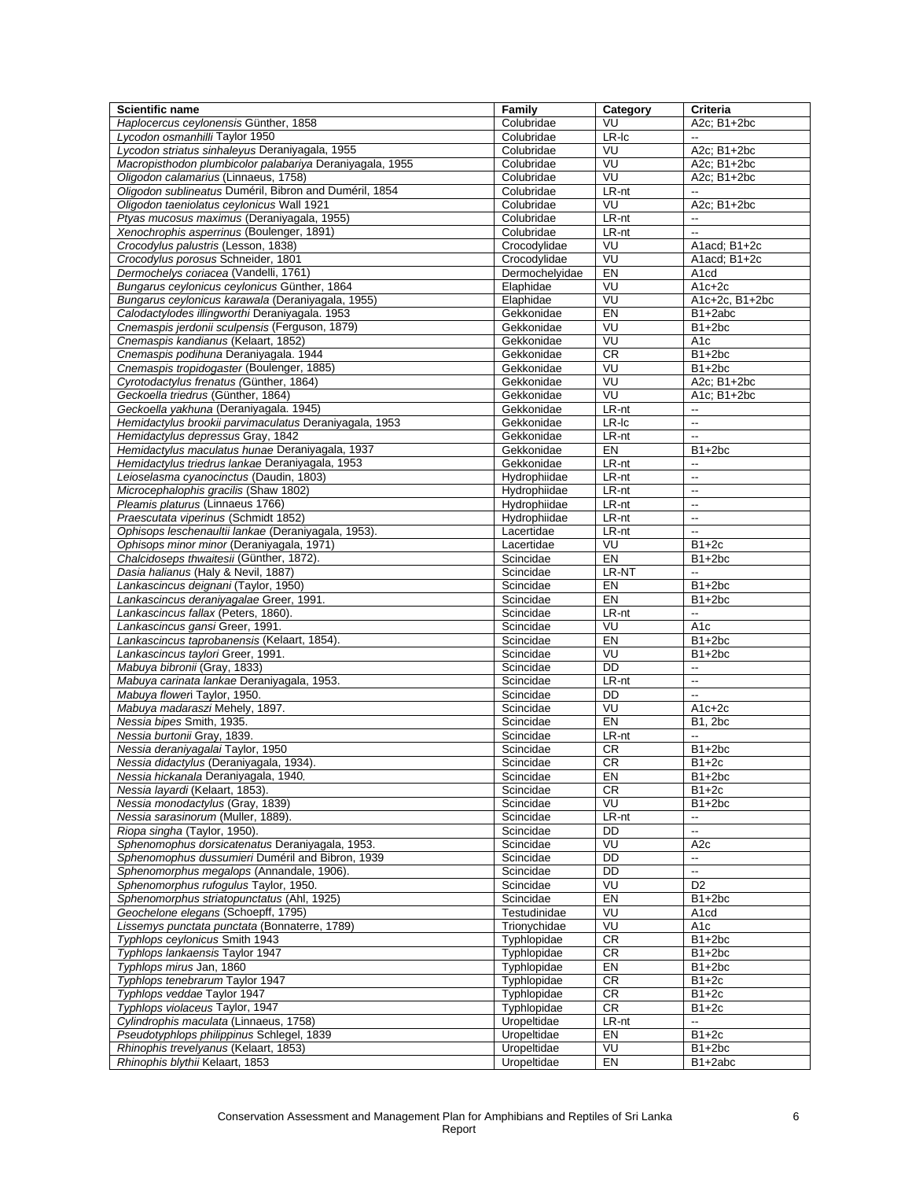| Scientific name | Family | Category | Criteria |
|---|---|---|---|
| *Haplocercus ceylonensis* Günther, 1858 | Colubridae | VU | A2c; B1+2bc |
| *Lycodon osmanhilli* Taylor 1950 | Colubridae | LR-lc | -- |
| *Lycodon striatus sinhaleyus* Deraniyagala, 1955 | Colubridae | VU | A2c; B1+2bc |
| *Macropisthodon plumbicolor palabariya* Deraniyagala, 1955 | Colubridae | VU | A2c; B1+2bc |
| *Oligodon calamarius* (Linnaeus, 1758) | Colubridae | VU | A2c; B1+2bc |
| *Oligodon sublineatus* Duméril, Bibron and Duméril, 1854 | Colubridae | LR-nt | -- |
| *Oligodon taeniolatus ceylonicus* Wall 1921 | Colubridae | VU | A2c; B1+2bc |
| *Ptyas mucosus maximus* (Deraniyagala, 1955) | Colubridae | LR-nt | -- |
| *Xenochrophis asperrinus* (Boulenger, 1891) | Colubridae | LR-nt | -- |
| *Crocodylus palustris* (Lesson, 1838) | Crocodylidae | VU | A1acd; B1+2c |
| *Crocodylus porosus* Schneider, 1801 | Crocodylidae | VU | A1acd; B1+2c |
| *Dermochelys coriacea* (Vandelli, 1761) | Dermochelyidae | EN | A1cd |
| *Bungarus ceylonicus ceylonicus* Günther, 1864 | Elaphidae | VU | A1c+2c |
| *Bungarus ceylonicus karawala* (Deraniyagala, 1955) | Elaphidae | VU | A1c+2c, B1+2bc |
| *Calodactylodes illingworthi* Deraniyagala. 1953 | Gekkonidae | EN | B1+2abc |
| *Cnemaspis jerdonii sculpensis* (Ferguson, 1879) | Gekkonidae | VU | B1+2bc |
| *Cnemaspis kandianus* (Kelaart, 1852) | Gekkonidae | VU | A1c |
| *Cnemaspis podihuna* Deraniyagala. 1944 | Gekkonidae | CR | B1+2bc |
| *Cnemaspis tropidogaster* (Boulenger, 1885) | Gekkonidae | VU | B1+2bc |
| *Cyrotodactylus frenatus (*Günther, 1864) | Gekkonidae | VU | A2c; B1+2bc |
| *Geckoella triedrus* (Günther, 1864) | Gekkonidae | VU | A1c; B1+2bc |
| *Geckoella yakhuna* (Deraniyagala. 1945) | Gekkonidae | LR-nt | -- |
| *Hemidactylus brookii parvimaculatus* Deraniyagala, 1953 | Gekkonidae | LR-lc | -- |
| *Hemidactylus depressus* Gray, 1842 | Gekkonidae | LR-nt | -- |
| *Hemidactylus maculatus hunae* Deraniyagala, 1937 | Gekkonidae | EN | B1+2bc |
| *Hemidactylus triedrus lankae* Deraniyagala, 1953 | Gekkonidae | LR-nt | -- |
| *Leioselasma cyanocinctus* (Daudin, 1803) | Hydrophiidae | LR-nt | -- |
| *Microcephalophis gracilis* (Shaw 1802) | Hydrophiidae | LR-nt | -- |
| *Pleamis platurus* (Linnaeus 1766) | Hydrophiidae | LR-nt | -- |
| *Praescutata viperinus* (Schmidt 1852) | Hydrophiidae | LR-nt | -- |
| *Ophisops leschenaultii lankae* (Deraniyagala, 1953). | Lacertidae | LR-nt | -- |
| *Ophisops minor minor* (Deraniyagala, 1971) | Lacertidae | VU | B1+2c |
| *Chalcidoseps thwaitesii* (Günther, 1872). | Scincidae | EN | B1+2bc |
| *Dasia halianus* (Haly & Nevil, 1887) | Scincidae | LR-NT | -- |
| *Lankascincus deignani* (Taylor, 1950) | Scincidae | EN | B1+2bc |
| *Lankascincus deraniyagalae* Greer, 1991. | Scincidae | EN | B1+2bc |
| *Lankascincus fallax* (Peters, 1860). | Scincidae | LR-nt | -- |
| *Lankascincus gansi* Greer, 1991. | Scincidae | VU | A1c |
| *Lankascincus taprobanensis* (Kelaart, 1854). | Scincidae | EN | B1+2bc |
| *Lankascincus taylori* Greer, 1991. | Scincidae | VU | B1+2bc |
| *Mabuya bibronii* (Gray, 1833) | Scincidae | DD | -- |
| *Mabuya carinata lankae* Deraniyagala, 1953. | Scincidae | LR-nt | -- |
| *Mabuya flower*i Taylor, 1950. | Scincidae | DD | -- |
| *Mabuya madaraszi* Mehely, 1897. | Scincidae | VU | A1c+2c |
| *Nessia bipes* Smith, 1935. | Scincidae | EN | B1, 2bc |
| *Nessia burtonii* Gray, 1839. | Scincidae | LR-nt | -- |
| *Nessia deraniyagalai* Taylor, 1950 | Scincidae | CR | B1+2bc |
| *Nessia didactylus* (Deraniyagala, 1934). | Scincidae | CR | B1+2c |
| *Nessia hickanala* Deraniyagala, 1940. | Scincidae | EN | B1+2bc |
| *Nessia layardi* (Kelaart, 1853). | Scincidae | CR | B1+2c |
| *Nessia monodactylus* (Gray, 1839) | Scincidae | VU | B1+2bc |
| *Nessia sarasinorum* (Muller, 1889). | Scincidae | LR-nt | -- |
| *Riopa singha* (Taylor, 1950). | Scincidae | DD | -- |
| *Sphenomophus dorsicatenatus* Deraniyagala, 1953. | Scincidae | VU | A2c |
| *Sphenomophus dussumieri* Duméril and Bibron, 1939 | Scincidae | DD | -- |
| *Sphenomorphus megalops* (Annandale, 1906). | Scincidae | DD | -- |
| *Sphenomorphus rufogulus* Taylor, 1950. | Scincidae | VU | D2 |
| *Sphenomorphus striatopunctatus* (Ahl, 1925) | Scincidae | EN | B1+2bc |
| *Geochelone elegans* (Schoepff, 1795) | Testudinidae | VU | A1cd |
| *Lissemys punctata punctata* (Bonnaterre, 1789) | Trionychidae | VU | A1c |
| *Typhlops ceylonicus* Smith 1943 | Typhlopidae | CR | B1+2bc |
| *Typhlops lankaensis* Taylor 1947 | Typhlopidae | CR | B1+2bc |
| *Typhlops mirus* Jan, 1860 | Typhlopidae | EN | B1+2bc |
| *Typhlops tenebrarum* Taylor 1947 | Typhlopidae | CR | B1+2c |
| *Typhlops veddae* Taylor 1947 | Typhlopidae | CR | B1+2c |
| *Typhlops violaceus* Taylor, 1947 | Typhlopidae | CR | B1+2c |
| *Cylindrophis maculata* (Linnaeus, 1758) | Uropeltidae | LR-nt | -- |
| *Pseudotyphlops philippinus* Schlegel, 1839 | Uropeltidae | EN | B1+2c |
| *Rhinophis trevelyanus* (Kelaart, 1853) | Uropeltidae | VU | B1+2bc |
| *Rhinophis blythii* Kelaart, 1853 | Uropeltidae | EN | B1+2abc |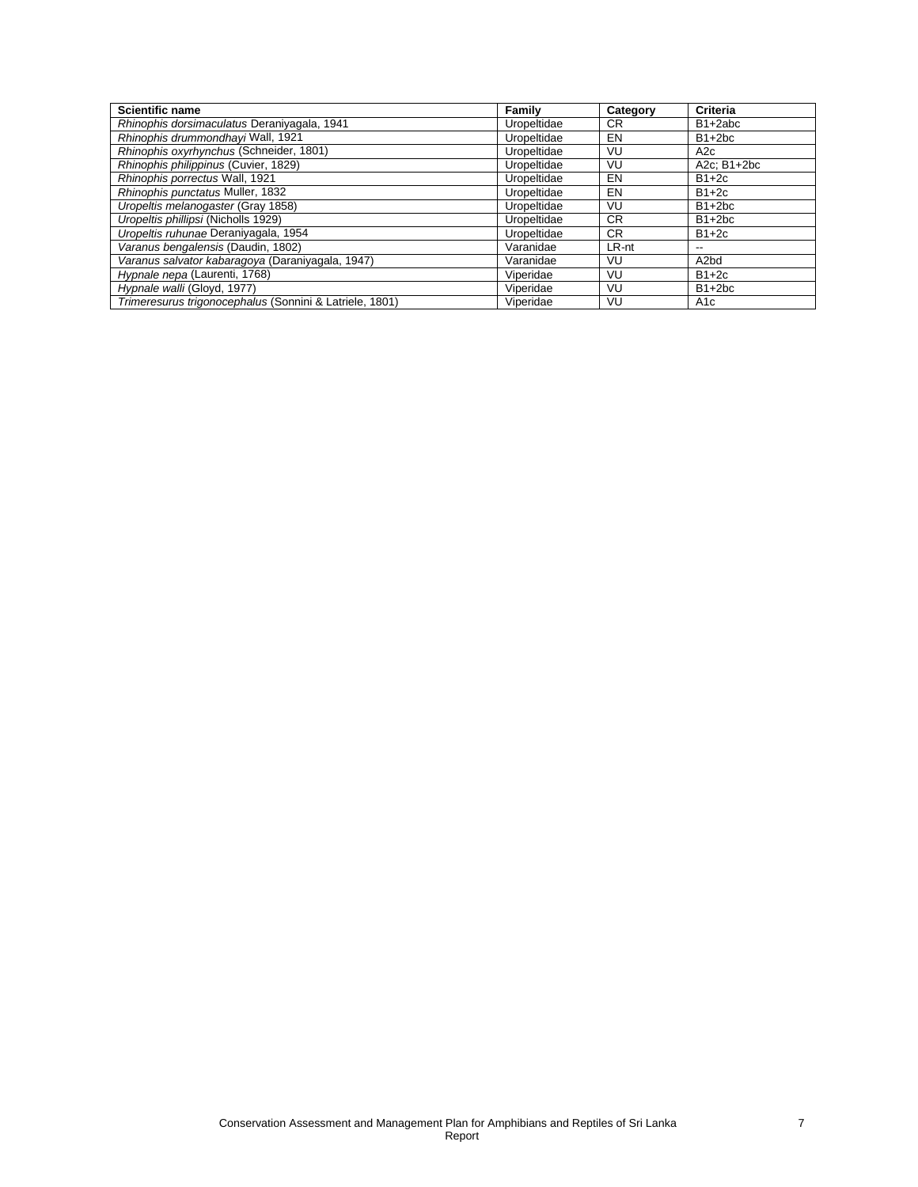| Scientific name | Family | Category | Criteria |
|---|---|---|---|
| *Rhinophis dorsimaculatus* Deraniyagala, 1941 | Uropeltidae | CR | B1+2abc |
| *Rhinophis drummondhayi* Wall, 1921 | Uropeltidae | EN | B1+2bc |
| *Rhinophis oxyrhynchus* (Schneider, 1801) | Uropeltidae | VU | A2c |
| *Rhinophis philippinus* (Cuvier, 1829) | Uropeltidae | VU | A2c; B1+2bc |
| *Rhinophis porrectus* Wall, 1921 | Uropeltidae | EN | B1+2c |
| *Rhinophis punctatus* Muller, 1832 | Uropeltidae | EN | B1+2c |
| *Uropeltis melanogaster* (Gray 1858) | Uropeltidae | VU | B1+2bc |
| *Uropeltis phillipsi* (Nicholls 1929) | Uropeltidae | CR | B1+2bc |
| *Uropeltis ruhunae* Deraniyagala, 1954 | Uropeltidae | CR | B1+2c |
| *Varanus bengalensis* (Daudin, 1802) | Varanidae | LR-nt | -- |
| *Varanus salvator kabaragoya* (Daraniyagala, 1947) | Varanidae | VU | A2bd |
| *Hypnale nepa* (Laurenti, 1768) | Viperidae | VU | B1+2c |
| *Hypnale walli* (Gloyd, 1977) | Viperidae | VU | B1+2bc |
| *Trimeresurus trigonocephalus* (Sonnini & Latriele, 1801) | Viperidae | VU | A1c |